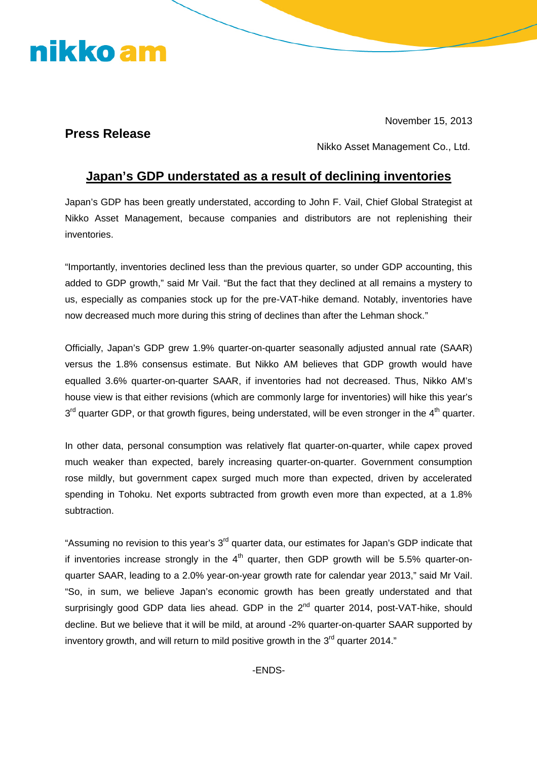November 15, 2013

**Press Release**

Nikko Asset Management Co., Ltd.

# Japan's GDP understated as a result of declining inventories

Japan's GDP has been greatly understated, according to John F. Vail, Chief Global Strategist at Nikko Asset Management, because companies and distributors are not replenishing their inventories.

"Importantly, inventories declined less than the previous quarter, so under GDP accounting, this added to GDP growth," said Mr Vail. "But the fact that they declined at all remains a mystery to us, especially as companies stock up for the pre-VAT-hike demand. Notably, inventories have now decreased much more during this string of declines than after the Lehman shock."

Officially, Japan's GDP grew 1.9% quarter-on-quarter seasonally adjusted annual rate (SAAR) versus the 1.8% consensus estimate. But Nikko AM believes that GDP growth would have equalled 3.6% quarter-on-quarter SAAR, if inventories had not decreased. Thus, Nikko AM's house view is that either revisions (which are commonly large for inventories) will hike this year's 3rd quarter GDP, or that growth figures, being understated, will be even stronger in the 4th quarter.

In other data, personal consumption was relatively flat quarter-on-quarter, while capex proved much weaker than expected, barely increasing quarter-on-quarter. Government consumption rose mildly, but government capex surged much more than expected, driven by accelerated spending in Tohoku. Net exports subtracted from growth even more than expected, at a 1.8% subtraction.

"Assuming no revision to this year's 3rd quarter data, our estimates for Japan's GDP indicate that if inventories increase strongly in the 4th quarter, then GDP growth will be 5.5% quarter-on-quarter SAAR, leading to a 2.0% year-on-year growth rate for calendar year 2013," said Mr Vail. "So, in sum, we believe Japan's economic growth has been greatly understated and that surprisingly good GDP data lies ahead. GDP in the 2nd quarter 2014, post-VAT-hike, should decline. But we believe that it will be mild, at around -2% quarter-on-quarter SAAR supported by inventory growth, and will return to mild positive growth in the 3rd quarter 2014."

-ENDS-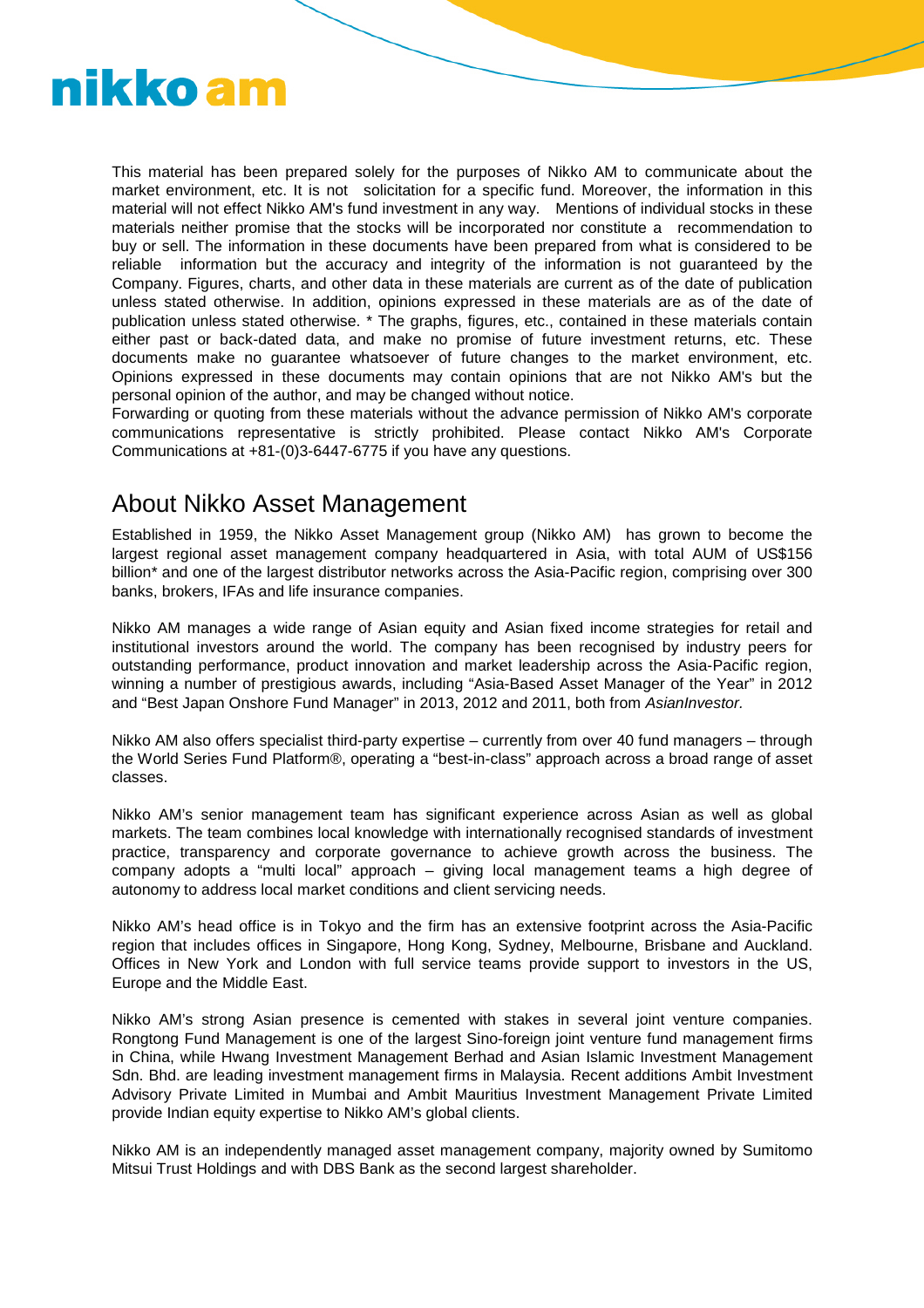This material has been prepared solely for the purposes of Nikko AM to communicate about the market environment, etc. It is not solicitation for a specific fund. Moreover, the information in this material will not effect Nikko AM's fund investment in any way. Mentions of individual stocks in these materials neither promise that the stocks will be incorporated nor constitute a recommendation to buy or sell. The information in these documents have been prepared from what is considered to be reliable information but the accuracy and integrity of the information is not guaranteed by the Company. Figures, charts, and other data in these materials are current as of the date of publication unless stated otherwise. In addition, opinions expressed in these materials are as of the date of publication unless stated otherwise. * The graphs, figures, etc., contained in these materials contain either past or back-dated data, and make no promise of future investment returns, etc. These documents make no guarantee whatsoever of future changes to the market environment, etc. Opinions expressed in these documents may contain opinions that are not Nikko AM's but the personal opinion of the author, and may be changed without notice.
Forwarding or quoting from these materials without the advance permission of Nikko AM's corporate communications representative is strictly prohibited. Please contact Nikko AM's Corporate Communications at +81-(0)3-6447-6775 if you have any questions.

## About Nikko Asset Management

Established in 1959, the Nikko Asset Management group (Nikko AM) has grown to become the largest regional asset management company headquartered in Asia, with total AUM of US$156 billion* and one of the largest distributor networks across the Asia-Pacific region, comprising over 300 banks, brokers, IFAs and life insurance companies.

Nikko AM manages a wide range of Asian equity and Asian fixed income strategies for retail and institutional investors around the world. The company has been recognised by industry peers for outstanding performance, product innovation and market leadership across the Asia-Pacific region, winning a number of prestigious awards, including "Asia-Based Asset Manager of the Year" in 2012 and "Best Japan Onshore Fund Manager" in 2013, 2012 and 2011, both from *AsianInvestor.*

Nikko AM also offers specialist third-party expertise – currently from over 40 fund managers – through the World Series Fund Platform®, operating a "best-in-class" approach across a broad range of asset classes.

Nikko AM's senior management team has significant experience across Asian as well as global markets. The team combines local knowledge with internationally recognised standards of investment practice, transparency and corporate governance to achieve growth across the business. The company adopts a "multi local" approach – giving local management teams a high degree of autonomy to address local market conditions and client servicing needs.

Nikko AM's head office is in Tokyo and the firm has an extensive footprint across the Asia-Pacific region that includes offices in Singapore, Hong Kong, Sydney, Melbourne, Brisbane and Auckland. Offices in New York and London with full service teams provide support to investors in the US, Europe and the Middle East.

Nikko AM's strong Asian presence is cemented with stakes in several joint venture companies. Rongtong Fund Management is one of the largest Sino-foreign joint venture fund management firms in China, while Hwang Investment Management Berhad and Asian Islamic Investment Management Sdn. Bhd. are leading investment management firms in Malaysia. Recent additions Ambit Investment Advisory Private Limited in Mumbai and Ambit Mauritius Investment Management Private Limited provide Indian equity expertise to Nikko AM's global clients.

Nikko AM is an independently managed asset management company, majority owned by Sumitomo Mitsui Trust Holdings and with DBS Bank as the second largest shareholder.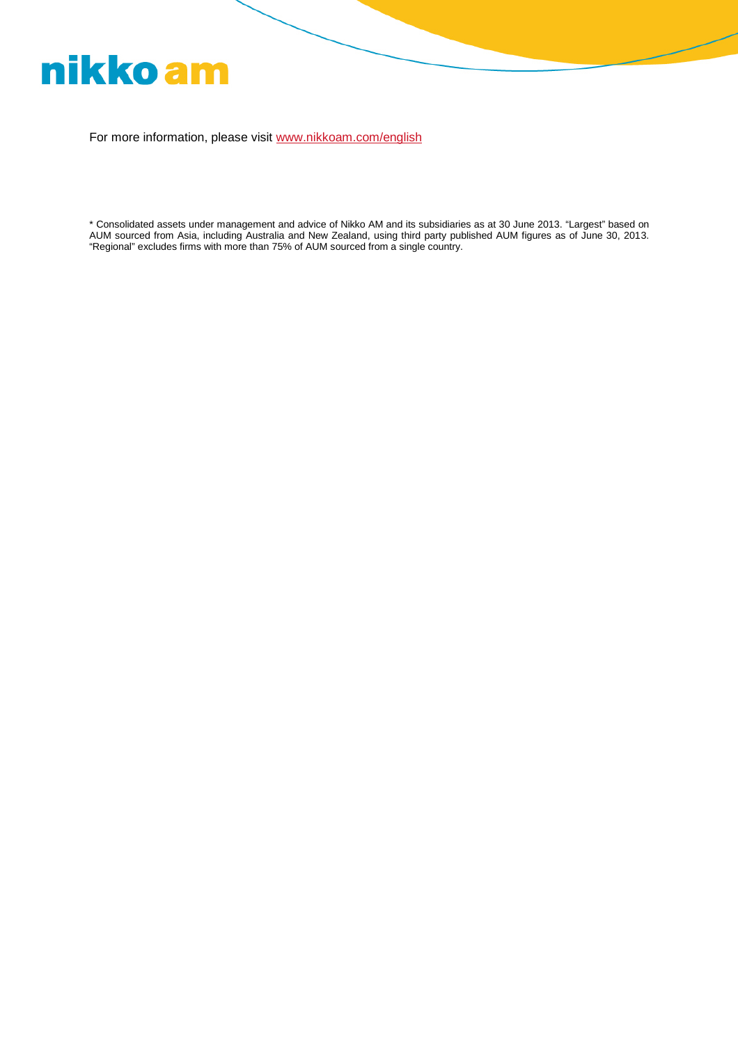For more information, please visit [www.nikkoam.com/english](www.nikkoam.com/english)

* Consolidated assets under management and advice of Nikko AM and its subsidiaries as at 30 June 2013. "Largest" based on AUM sourced from Asia, including Australia and New Zealand, using third party published AUM figures as of June 30, 2013. "Regional" excludes firms with more than 75% of AUM sourced from a single country.